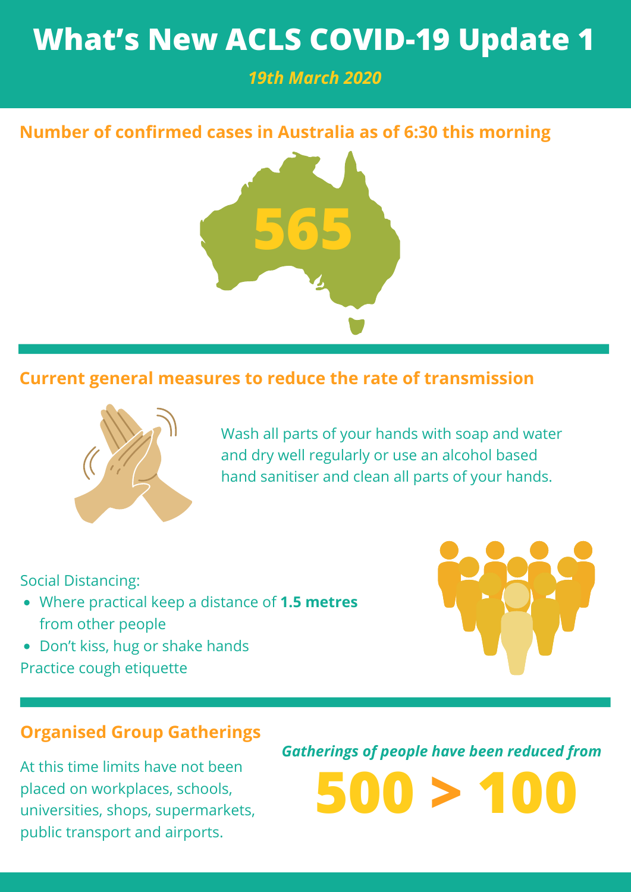# What's New ACLS COVID-19 Update 1

*19th March 2020*

## Number of confirmed cases in Australia as of 6:30 this morning

**565**

## Current general measures to reduce the rate of transmission

Wash all parts of your hands with soap and water and dry well regularly or use an alcohol based hand sanitiser and clean all parts of your hands.

Social Distancing:

- Where practical keep a distance of **1.5 metres** from other people
- Don't kiss, hug or shake hands

Practice cough etiquette

## Organised Group Gatherings

At this time limits have not been placed on workplaces, schools, universities, shops, supermarkets, public transport and airports.

***Gatherings of people have been reduced from***

**500 > 100**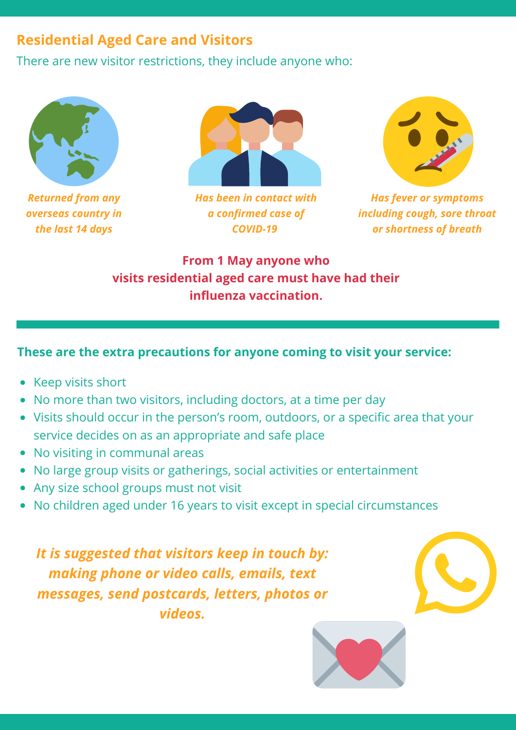## Residential Aged Care and Visitors

There are new visitor restrictions, they include anyone who:

- *Returned from any overseas country in the last 14 days*
- *Has been in contact with a confirmed case of COVID-19*
- *Has fever or symptoms including cough, sore throat or shortness of breath*

**From 1 May anyone who visits residential aged care must have had their influenza vaccination.**

**These are the extra precautions for anyone coming to visit your service:**

- Keep visits short
- No more than two visitors, including doctors, at a time per day
- Visits should occur in the person's room, outdoors, or a specific area that your service decides on as an appropriate and safe place
- No visiting in communal areas
- No large group visits or gatherings, social activities or entertainment
- Any size school groups must not visit
- No children aged under 16 years to visit except in special circumstances

***It is suggested that visitors keep in touch by: making phone or video calls, emails, text messages, send postcards, letters, photos or videos.***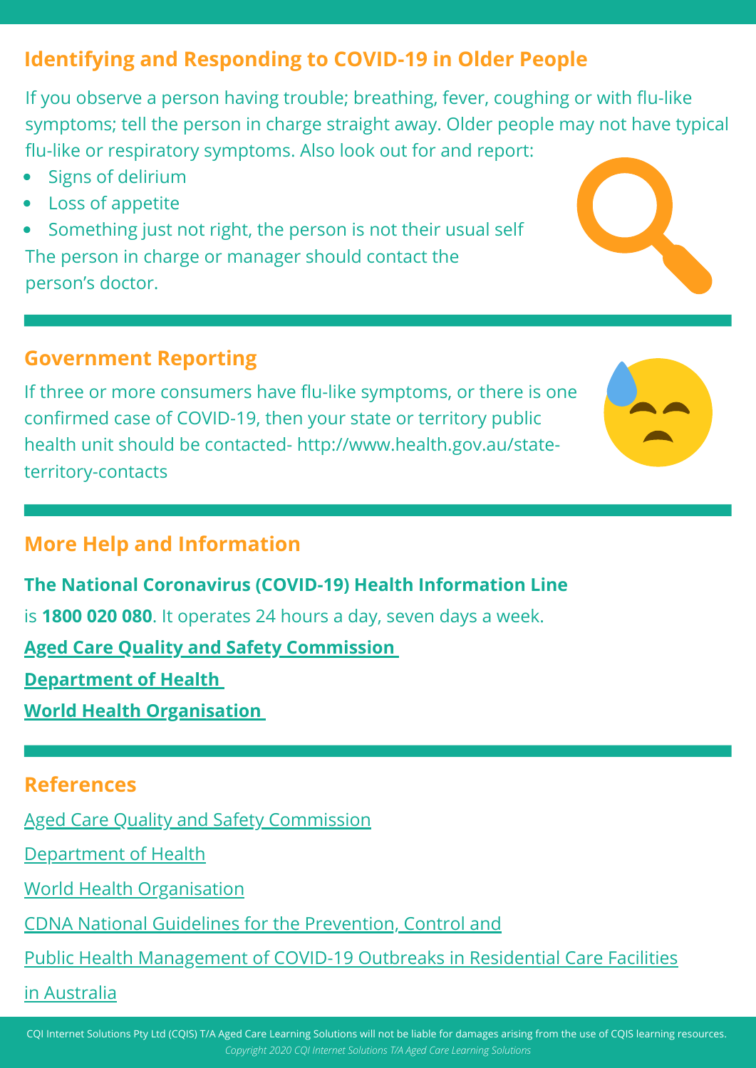## Identifying and Responding to COVID-19 in Older People

If you observe a person having trouble; breathing, fever, coughing or with flu-like symptoms; tell the person in charge straight away. Older people may not have typical flu-like or respiratory symptoms. Also look out for and report:

- Signs of delirium
- Loss of appetite
- Something just not right, the person is not their usual self

The person in charge or manager should contact the person's doctor.

## Government Reporting

If three or more consumers have flu-like symptoms, or there is one confirmed case of COVID-19, then your state or territory public health unit should be contacted- http://www.health.gov.au/state-territory-contacts

## More Help and Information

**The National Coronavirus (COVID-19) Health Information Line** is **1800 020 080**. It operates 24 hours a day, seven days a week.

**Aged Care Quality and Safety Commission**

**Department of Health**

**World Health Organisation**

## References

Aged Care Quality and Safety Commission

Department of Health

World Health Organisation

CDNA National Guidelines for the Prevention, Control and Public Health Management of COVID-19 Outbreaks in Residential Care Facilities in Australia

CQI Internet Solutions Pty Ltd (CQIS) T/A Aged Care Learning Solutions will not be liable for damages arising from the use of CQIS learning resources.

*Copyright 2020 CQI Internet Solutions T/A Aged Care Learning Solutions*